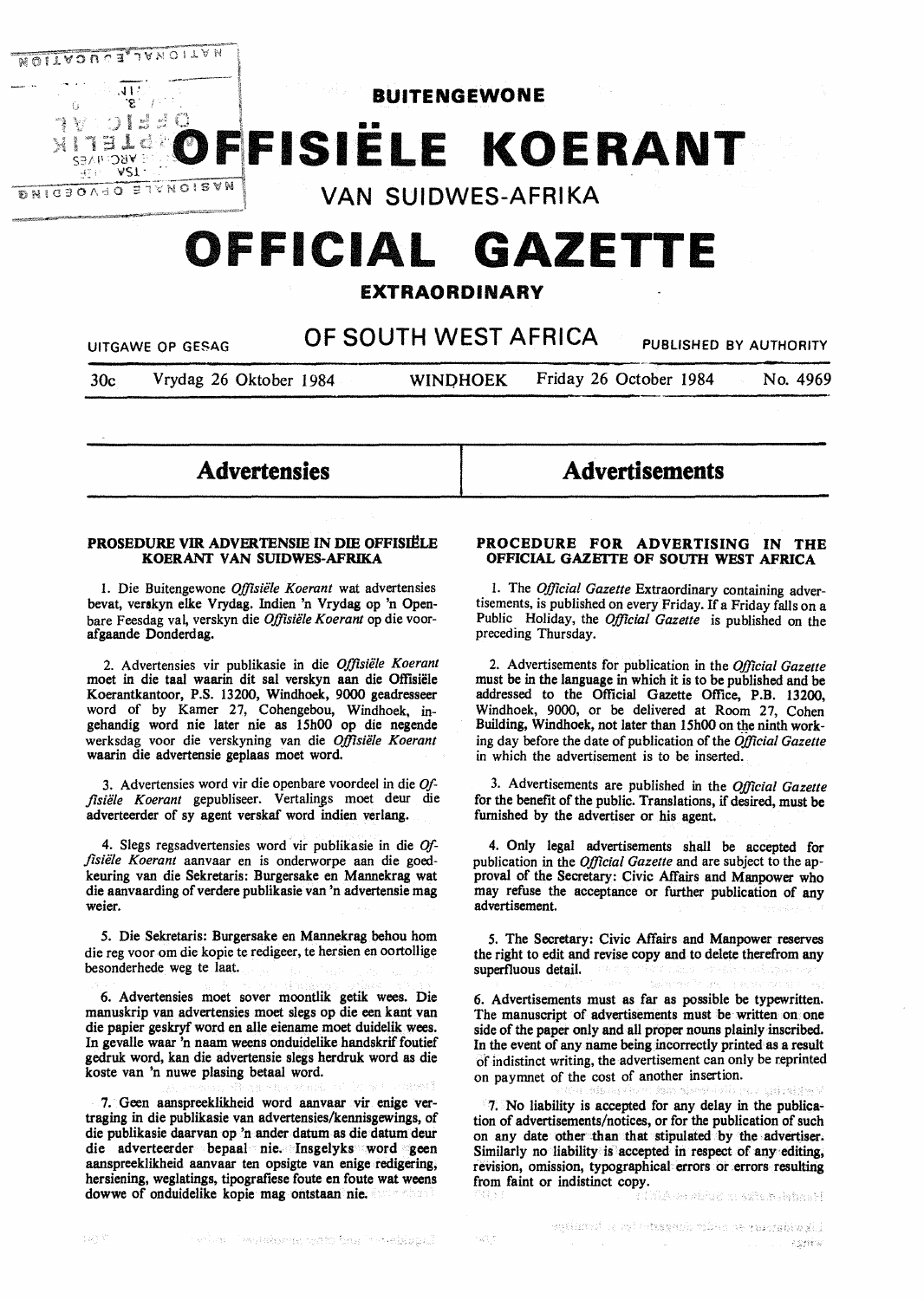# BUITENGEWONE

# OFFISIËLE KOERANT

## VAN SUIDWES-AFRIKA

# OFFICIAL GAZETTE

## EXTRAORDINARY

UITGAWE OP GESAG — OF SOUTH WEST AFRICA — PUBLISHED BY AUTHORITY

30c — Vrydag 26 Oktober 1984 — WINDHOEK — Friday 26 October 1984 — No. 4969

## Advertensies

### PROSEDURE VIR ADVERTENSIE IN DIE OFFISIËLE KOERANT VAN SUIDWES-AFRIKA

1. Die Buitengewone *Offisiële Koerant* wat advertensies bevat, verskyn elke Vrydag. Indien 'n Vrydag op 'n Openbare Feesdag val, verskyn die *Offisiële Koerant* op die voorafgaande Donderdag.

2. Advertensies vir publikasie in die *Offisiële Koerant* moet in die taal waarin dit sal verskyn aan die Offisiële Koerantkantoor, P.S. 13200, Windhoek, 9000 geadresseer word of by Kamer 27, Cohengebou, Windhoek, ingehandig word nie later nie as 15h00 op die negende werksdag voor die verskyning van die *Offisiële Koerant* waarin die advertensie geplaas moet word.

3. Advertensies word vir die openbare voordeel in die *Offisiële Koerant* gepubliseer. Vertalings moet deur die adverteerder of sy agent verskaf word indien verlang.

4. Slegs regsadvertensies word vir publikasie in die *Offisiële Koerant* aanvaar en is onderworpe aan die goedkeuring van die Sekretaris: Burgersake en Mannekrag wat die aanvaarding of verdere publikasie van 'n advertensie mag weier.

5. Die Sekretaris: Burgersake en Mannekrag behou hom die reg voor om die kopie te redigeer, te hersien en oortollige besonderhede weg te laat.

6. Advertensies moet sover moontlik getik wees. Die manuskrip van advertensies moet slegs op die een kant van die papier geskryf word en alle eiename moet duidelik wees. In gevalle waar 'n naam weens onduidelike handskrif foutief gedruk word, kan die advertensie slegs herdruk word as die koste van 'n nuwe plasing betaal word.

7. Geen aanspreeklikheid word aanvaar vir enige vertraging in die publikasie van advertensies/kennisgewings, of die publikasie daarvan op 'n ander datum as die datum deur die adverteerder bepaal nie. Insgelyks word geen aanspreeklikheid aanvaar ten opsigte van enige redigering, hersiening, weglatings, tipografiese foute en foute wat weens dowwe of onduidelike kopie mag ontstaan nie.

## Advertisements

### PROCEDURE FOR ADVERTISING IN THE OFFICIAL GAZETTE OF SOUTH WEST AFRICA

1. The *Official Gazette* Extraordinary containing advertisements, is published on every Friday. If a Friday falls on a Public Holiday, the *Official Gazette* is published on the preceding Thursday.

2. Advertisements for publication in the *Official Gazette* must be in the language in which it is to be published and be addressed to the Official Gazette Office, P.B. 13200, Windhoek, 9000, or be delivered at Room 27, Cohen Building, Windhoek, not later than 15h00 on the ninth working day before the date of publication of the *Official Gazette* in which the advertisement is to be inserted.

3. Advertisements are published in the *Official Gazette* for the benefit of the public. Translations, if desired, must be furnished by the advertiser or his agent.

4. Only legal advertisements shall be accepted for publication in the *Official Gazette* and are subject to the approval of the Secretary: Civic Affairs and Manpower who may refuse the acceptance or further publication of any advertisement.

5. The Secretary: Civic Affairs and Manpower reserves the right to edit and revise copy and to delete therefrom any superfluous detail.

6. Advertisements must as far as possible be typewritten. The manuscript of advertisements must be written on one side of the paper only and all proper nouns plainly inscribed. In the event of any name being incorrectly printed as a result of indistinct writing, the advertisement can only be reprinted on paymnet of the cost of another insertion.

7. No liability is accepted for any delay in the publication of advertisements/notices, or for the publication of such on any date other than that stipulated by the advertiser. Similarly no liability is accepted in respect of any editing, revision, omission, typographical errors or errors resulting from faint or indistinct copy.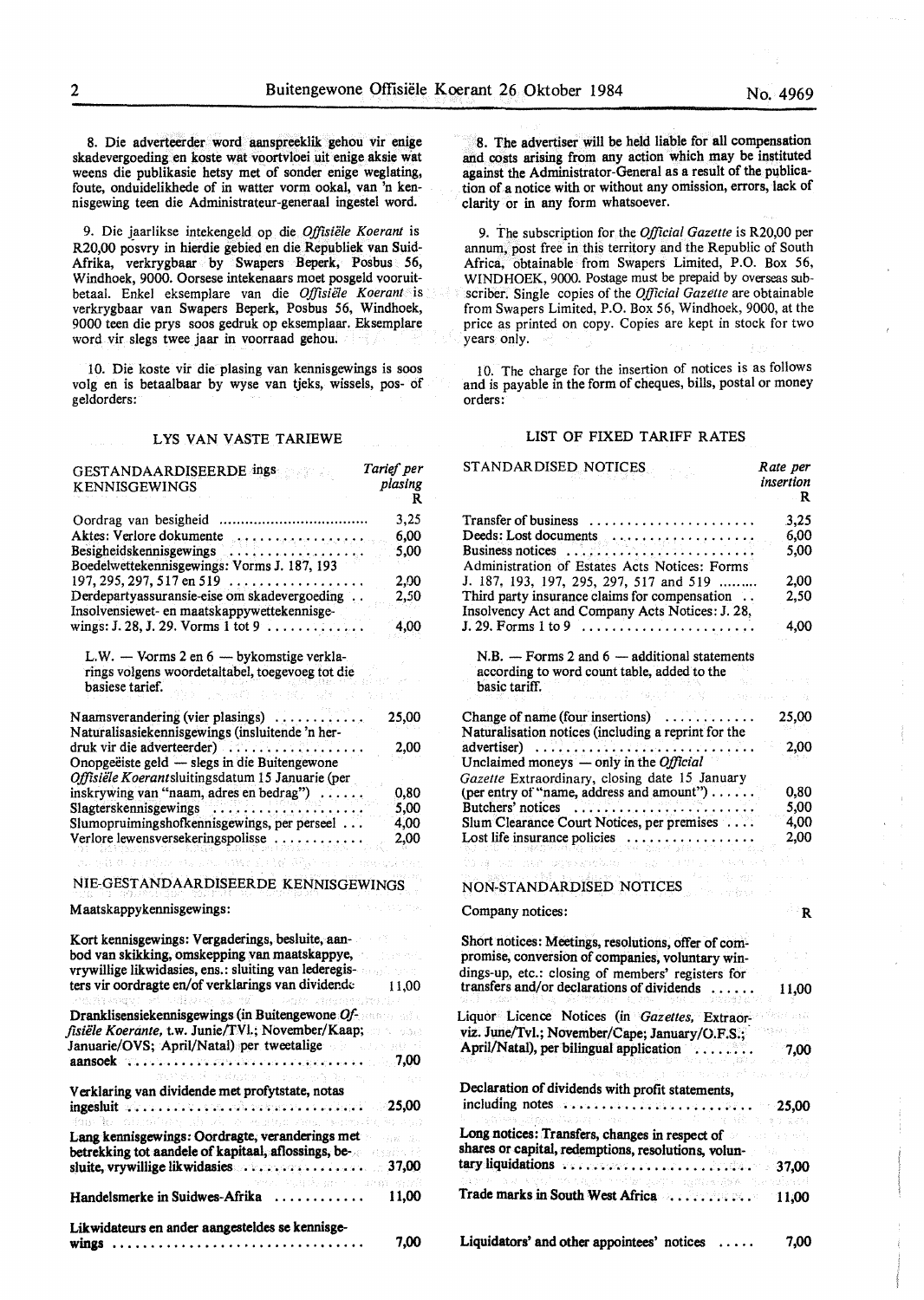8. Die adverteerder word aanspreeklik gehou vir enige skadevergoeding en koste wat voortvloei uit enige aksie wat weens die publikasie hetsy met of sonder enige weglating, foute, onduidelikhede of in watter vorm ookal, van 'n kennisgewing teen die Administrateur-generaal ingestel word.

9. Die jaarlikse intekengeld op die *Offisiële Koerant* is R20,00 posvry in hierdie gebied en die Republiek van Suid-Afrika, verkrygbaar by Swapers Beperk, Posbus 56, Windhoek, 9000. Oorsese intekenaars moet posgeld vooruitbetaal. Enkel eksemplare van die *Offisiële Koerant* is verkrygbaar van Swapers Beperk, Posbus 56, Windhoek, 9000 teen die prys soos gedruk op eksemplaar. Eksemplare word vir slegs twee jaar in voorraad gehou.

10. Die koste vir die plasing van kennisgewings is soos volg en is betaalbaar by wyse van tjeks, wissels, pos- of geldorders:

## LYS VAN VASTE TARIEWE

| GESTANDAARDISEERDE KENNISGEWINGS | Tarief per plasing R |
|---|---|
| Oordrag van besigheid | 3,25 |
| Aktes: Verlore dokumente | 6,00 |
| Besigheidskennisgewings | 5,00 |
| Boedelwettekennisgewings: Vorms J. 187, 193 197, 295, 297, 517 en 519 | 2,00 |
| Derdepartyassuransie-eise om skadevergoeding | 2,50 |
| Insolvensiewet- en maatskappywettekennisgewings: J. 28, J. 29. Vorms 1 tot 9 | 4,00 |
| L.W. — Vorms 2 en 6 — bykomstige verklarings volgens woordetaltabel, toegevoeg tot die basiese tarief. | |
| Naamsverandering (vier plasings) | 25,00 |
| Naturalisasiekennisgewings (insluitende 'n herdruk vir die adverteerder) | 2,00 |
| Onopgeëiste geld — slegs in die Buitengewone *Offisiële Koerant* sluitingsdatum 15 Januarie (per inskrywing van "naam, adres en bedrag") | 0,80 |
| Slagterskennisgewings | 5,00 |
| Slumopruimingshofkennisgewings, per perseel | 4,00 |
| Verlore lewensversekeringspolisse | 2,00 |

## NIE-GESTANDAARDISEERDE KENNISGEWINGS

| Maatskappykennisgewings: | |
|---|---|
| Kort kennisgewings: Vergaderings, besluite, aanbod van skikking, omskepping van maatskappye, vrywillige likwidasies, ens.: sluiting van lederegisters vir oordragte en/of verklarings van dividende | 11,00 |
| Dranklisensiekennisgewings (in Buitengewone *Offisiële Koerante,* t.w. Junie/TVl.; November/Kaap; Januarie/OVS; April/Natal) per tweetalige aansoek | 7,00 |
| Verklaring van dividende met profytstate, notas ingesluit | 25,00 |
| Lang kennisgewings: Oordragte, veranderings met betrekking tot aandele of kapitaal, aflossings, besluite, vrywillige likwidasies | 37,00 |
| Handelsmerke in Suidwes-Afrika | 11,00 |
| Likwidateurs en ander aangesteldes se kennisgewings | 7,00 |

8. The advertiser will be held liable for all compensation and costs arising from any action which may be instituted against the Administrator-General as a result of the publication of a notice with or without any omission, errors, lack of clarity or in any form whatsoever.

9. The subscription for the *Official Gazette* is R20,00 per annum, post free in this territory and the Republic of South Africa, obtainable from Swapers Limited, P.O. Box 56, WINDHOEK, 9000. Postage must be prepaid by overseas subscriber. Single copies of the *Official Gazette* are obtainable from Swapers Limited, P.O. Box 56, Windhoek, 9000, at the price as printed on copy. Copies are kept in stock for two years only.

10. The charge for the insertion of notices is as follows and is payable in the form of cheques, bills, postal or money orders:

## LIST OF FIXED TARIFF RATES

| STANDARDISED NOTICES | Rate per insertion R |
|---|---|
| Transfer of business | 3,25 |
| Deeds: Lost documents | 6,00 |
| Business notices | 5,00 |
| Administration of Estates Acts Notices: Forms J. 187, 193, 197, 295, 297, 517 and 519 | 2,00 |
| Third party insurance claims for compensation | 2,50 |
| Insolvency Act and Company Acts Notices: J. 28, J. 29. Forms 1 to 9 | 4,00 |
| N.B. — Forms 2 and 6 — additional statements according to word count table, added to the basic tariff. | |
| Change of name (four insertions) | 25,00 |
| Naturalisation notices (including a reprint for the advertiser) | 2,00 |
| Unclaimed moneys — only in the *Official Gazette* Extraordinary, closing date 15 January (per entry of "name, address and amount") | 0,80 |
| Butchers' notices | 5,00 |
| Slum Clearance Court Notices, per premises | 4,00 |
| Lost life insurance policies | 2,00 |

## NON-STANDARDISED NOTICES

| Company notices: | R |
|---|---|
| Short notices: Meetings, resolutions, offer of compromise, conversion of companies, voluntary windings-up, etc.: closing of members' registers for transfers and/or declarations of dividends | 11,00 |
| Liquor Licence Notices (in *Gazettes,* Extraordinary, viz. June/Tvl.; November/Cape; January/O.F.S.; April/Natal), per bilingual application | 7,00 |
| Declaration of dividends with profit statements, including notes | 25,00 |
| Long notices: Transfers, changes in respect of shares or capital, redemptions, resolutions, voluntary liquidations | 37,00 |
| Trade marks in South West Africa | 11,00 |
| Liquidators' and other appointees' notices | 7,00 |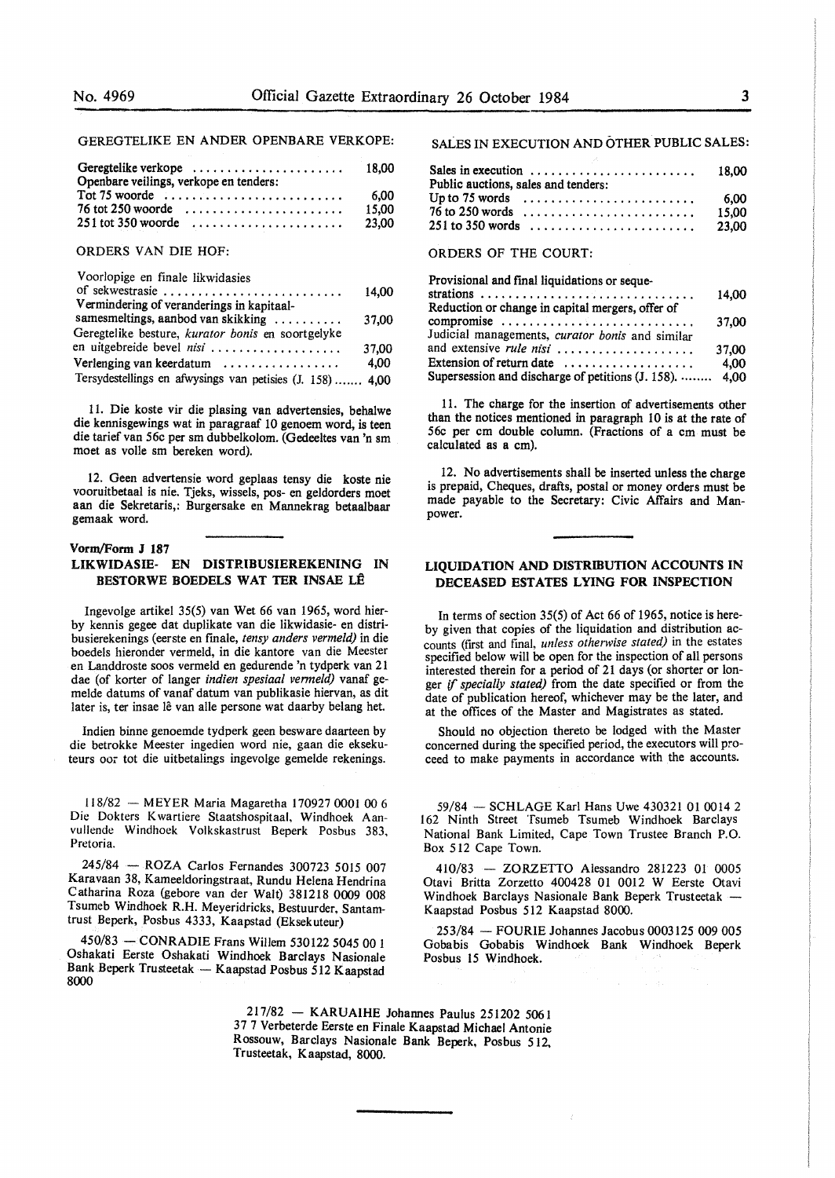GEREGTELIKE EN ANDER OPENBARE VERKOPE:

| | |
|---|---|
| Geregtelike verkope | 18,00 |
| Openbare veilings, verkope en tenders: | |
| Tot 75 woorde | 6,00 |
| 76 tot 250 woorde | 15,00 |
| 251 tot 350 woorde | 23,00 |

ORDERS VAN DIE HOF:

| | |
|---|---|
| Voorlopige en finale likwidasies of sekwestrasie | 14,00 |
| Vermindering of veranderings in kapitaalsamesmeltings, aanbod van skikking | 37,00 |
| Geregtelike besture, *kurator bonis* en soortgelyke en uitgebreide bevel *nisi* | 37,00 |
| Verlenging van keerdatum | 4,00 |
| Tersydestellings en afwysings van petisies (J. 158) | 4,00 |

11. Die koste vir die plasing van advertensies, behalwe die kennisgewings wat in paragraaf 10 genoem word, is teen die tarief van 56c per sm dubbelkolom. (Gedeeltes van 'n sm moet as volle sm bereken word).

12. Geen advertensie word geplaas tensy die koste nie vooruitbetaal is nie. Tjeks, wissels, pos- en geldorders moet aan die Sekretaris,: Burgersake en Mannekrag betaalbaar gemaak word.

SALES IN EXECUTION AND OTHER PUBLIC SALES:

| | |
|---|---|
| Sales in execution | 18,00 |
| Public auctions, sales and tenders: | |
| Up to 75 words | 6,00 |
| 76 to 250 words | 15,00 |
| 251 to 350 words | 23,00 |

ORDERS OF THE COURT:

| | |
|---|---|
| Provisional and final liquidations or sequestrations | 14,00 |
| Reduction or change in capital mergers, offer of compromise | 37,00 |
| Judicial managements, *curator bonis* and similar and extensive *rule nisi* | 37,00 |
| Extension of return date | 4,00 |
| Supersession and discharge of petitions (J. 158) | 4,00 |

11. The charge for the insertion of advertisements other than the notices mentioned in paragraph 10 is at the rate of 56c per cm double column. (Fractions of a cm must be calculated as a cm).

12. No advertisements shall be inserted unless the charge is prepaid, Cheques, drafts, postal or money orders must be made payable to the Secretary: Civic Affairs and Manpower.

**Vorm/Form J 187**

## LIKWIDASIE- EN DISTRIBUSIEREKENING IN BESTORWE BOEDELS WAT TER INSAE LÊ

Ingevolge artikel 35(5) van Wet 66 van 1965, word hierby kennis gegee dat duplikate van die likwidasie- en distribusierekenings (eerste en finale, *tensy anders vermeld)* in die boedels hieronder vermeld, in die kantore van die Meester en Landdroste soos vermeld en gedurende 'n tydperk van 21 dae (of korter of langer *indien spesiaal vermeld)* vanaf gemelde datums of vanaf datum van publikasie hiervan, as dit later is, ter insae lê van alle persone wat daarby belang het.

Indien binne genoemde tydperk geen besware daarteen by die betrokke Meester ingedien word nie, gaan die eksekuteurs oor tot die uitbetalings ingevolge gemelde rekenings.

118/82 — MEYER Maria Magaretha 170927 0001 00 6 Die Dokters Kwartiere Staatshospitaal, Windhoek Aanvullende Windhoek Volkskastrust Beperk Posbus 383, Pretoria.

245/84 — ROZA Carlos Fernandes 300723 5015 007 Karavaan 38, Kameeldoringstraat, Rundu Helena Hendrina Catharina Roza (gebore van der Walt) 381218 0009 008 Tsumeb Windhoek R.H. Meyeridricks, Bestuurder, Santamtrust Beperk, Posbus 4333, Kaapstad (Eksekuteur)

450/83 — CONRADIE Frans Willem 530122 5045 00 1 Oshakati Eerste Oshakati Windhoek Barclays Nasionale Bank Beperk Trusteetak — Kaapstad Posbus 512 Kaapstad 8000

## LIQUIDATION AND DISTRIBUTION ACCOUNTS IN DECEASED ESTATES LYING FOR INSPECTION

In terms of section 35(5) of Act 66 of 1965, notice is hereby given that copies of the liquidation and distribution accounts (first and final, *unless otherwise stated)* in the estates specified below will be open for the inspection of all persons interested therein for a period of 21 days (or shorter or longer *if specially stated)* from the date specified or from the date of publication hereof, whichever may be the later, and at the offices of the Master and Magistrates as stated.

Should no objection thereto be lodged with the Master concerned during the specified period, the executors will proceed to make payments in accordance with the accounts.

59/84 — SCHLAGE Karl Hans Uwe 430321 01 0014 2 162 Ninth Street Tsumeb Tsumeb Windhoek Barclays National Bank Limited, Cape Town Trustee Branch P.O. Box 512 Cape Town.

410/83 — ZORZETTO Alessandro 281223 01 0005 Otavi Britta Zorzetto 400428 01 0012 W Eerste Otavi Windhoek Barclays Nasionale Bank Beperk Trusteetak — Kaapstad Posbus 512 Kaapstad 8000.

253/84 — FOURIE Johannes Jacobus 0003125 009 005 Gobabis Gobabis Windhoek Bank Windhoek Beperk Posbus 15 Windhoek.

217/82 — KARUAIHE Johannes Paulus 251202 5061 37 7 Verbeterde Eerste en Finale Kaapstad Michael Antonie Rossouw, Barclays Nasionale Bank Beperk, Posbus 512, Trusteetak, Kaapstad, 8000.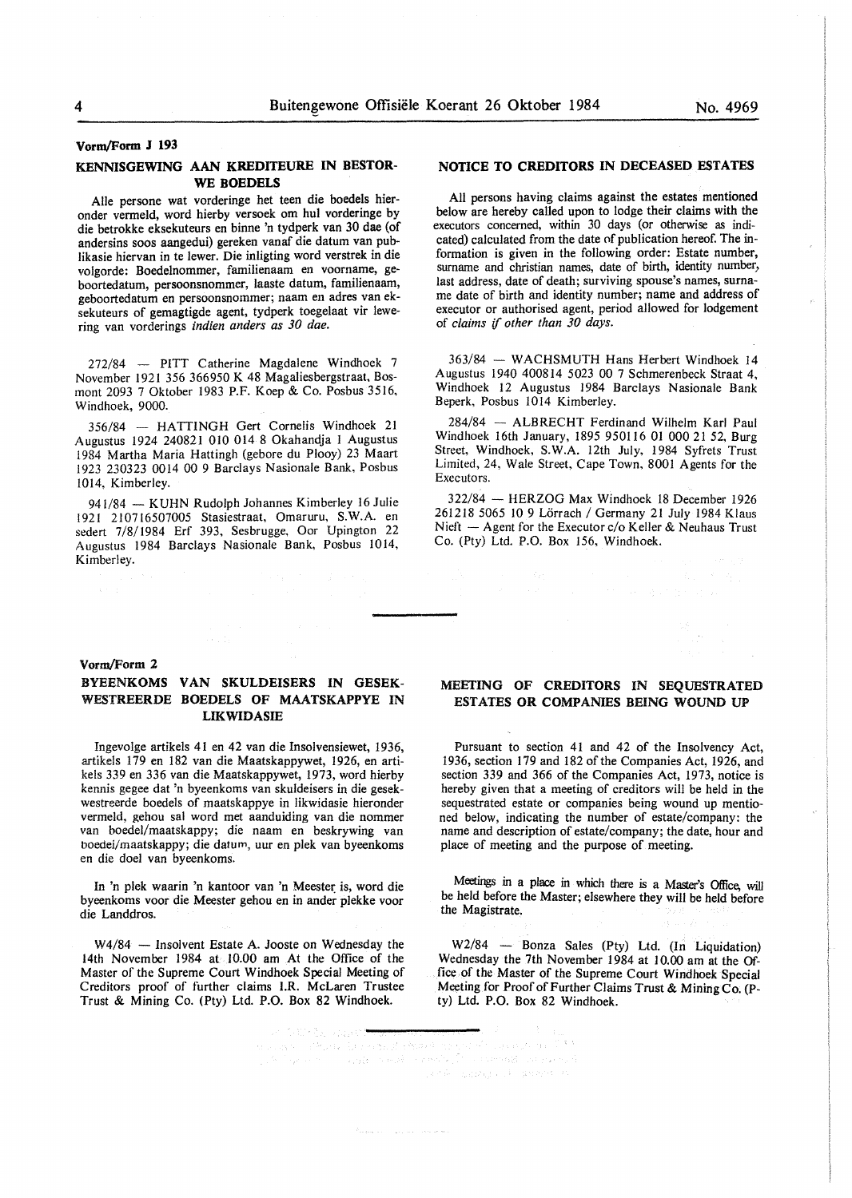## Vorm/Form J 193

### KENNISGEWING AAN KREDITEURE IN BESTORWE BOEDELS

Alle persone wat vorderinge het teen die boedels hieronder vermeld, word hierby versoek om hul vorderinge by die betrokke eksekuteurs en binne 'n tydperk van 30 dae (of andersins soos aangedui) gereken vanaf die datum van publikasie hiervan in te lewer. Die inligting word verstrek in die volgorde: Boedelnommer, familienaam en voorname, geboortedatum, persoonsnommer, laaste datum, familienaam, geboortedatum en persoonsnommer; naam en adres van eksekuteurs of gemagtigde agent, tydperk toegelaat vir lewering van vorderings *indien anders as 30 dae.*

272/84 — PITT Catherine Magdalene Windhoek 7 November 1921 356 366950 K 48 Magaliesbergstraat, Bosmont 2093 7 Oktober 1983 P.F. Koep & Co. Posbus 3516, Windhoek, 9000.

356/84 — HATTINGH Gert Cornelis Windhoek 21 Augustus 1924 240821 010 014 8 Okahandja 1 Augustus 1984 Martha Maria Hattingh (gebore du Plooy) 23 Maart 1923 230323 0014 00 9 Barclays Nasionale Bank, Posbus 1014, Kimberley.

941/84 — KUHN Rudolph Johannes Kimberley 16 Julie 1921 210716507005 Stasiestraat, Omaruru, S.W.A. en sedert 7/8/1984 Erf 393, Sesbrugge, Oor Upington 22 Augustus 1984 Barclays Nasionale Bank, Posbus 1014, Kimberley.

### NOTICE TO CREDITORS IN DECEASED ESTATES

All persons having claims against the estates mentioned below are hereby called upon to lodge their claims with the executors concerned, within 30 days (or otherwise as indicated) calculated from the date of publication hereof. The information is given in the following order: Estate number, surname and christian names, date of birth, identity number, last address, date of death; surviving spouse's names, surname date of birth and identity number; name and address of executor or authorised agent, period allowed for lodgement of *claims if other than 30 days.*

363/84 — WACHSMUTH Hans Herbert Windhoek 14 Augustus 1940 400814 5023 00 7 Schmerenbeck Straat 4, Windhoek 12 Augustus 1984 Barclays Nasionale Bank Beperk, Posbus 1014 Kimberley.

284/84 — ALBRECHT Ferdinand Wilhelm Karl Paul Windhoek 16th January, 1895 950116 01 000 21 52, Burg Street, Windhoek, S.W.A. 12th July, 1984 Syfrets Trust Limited, 24, Wale Street, Cape Town, 8001 Agents for the Executors.

322/84 — HERZOG Max Windhoek 18 December 1926 261218 5065 10 9 Lörrach / Germany 21 July 1984 Klaus Nieft — Agent for the Executor c/o Keller & Neuhaus Trust Co. (Pty) Ltd. P.O. Box 156, Windhoek.

---

## Vorm/Form 2

### BYEENKOMS VAN SKULDEISERS IN GESEKWESTREERDE BOEDELS OF MAATSKAPPYE IN LIKWIDASIE

Ingevolge artikels 41 en 42 van die Insolvensiewet, 1936, artikels 179 en 182 van die Maatskappywet, 1926, en artikels 339 en 336 van die Maatskappywet, 1973, word hierby kennis gegee dat 'n byeenkoms van skuldeisers in die gesekwestreerde boedels of maatskappye in likwidasie hieronder vermeld, gehou sal word met aanduiding van die nommer van boedel/maatskappy; die naam en beskrywing van boedel/maatskappy; die datum, uur en plek van byeenkoms en die doel van byeenkoms.

In 'n plek waarin 'n kantoor van 'n Meester is, word die byeenkoms voor die Meester gehou en in ander plekke voor die Landdros.

W4/84 — Insolvent Estate A. Jooste on Wednesday the 14th November 1984 at 10.00 am At the Office of the Master of the Supreme Court Windhoek Special Meeting of Creditors proof of further claims I.R. McLaren Trustee Trust & Mining Co. (Pty) Ltd. P.O. Box 82 Windhoek.

### MEETING OF CREDITORS IN SEQUESTRATED ESTATES OR COMPANIES BEING WOUND UP

Pursuant to section 41 and 42 of the Insolvency Act, 1936, section 179 and 182 of the Companies Act, 1926, and section 339 and 366 of the Companies Act, 1973, notice is hereby given that a meeting of creditors will be held in the sequestrated estate or companies being wound up mentioned below, indicating the number of estate/company: the name and description of estate/company; the date, hour and place of meeting and the purpose of meeting.

Meetings in a place in which there is a Master's Office, will be held before the Master; elsewhere they will be held before the Magistrate.

W2/84 — Bonza Sales (Pty) Ltd. (In Liquidation) Wednesday the 7th November 1984 at 10.00 am at the Office of the Master of the Supreme Court Windhoek Special Meeting for Proof of Further Claims Trust & Mining Co. (Pty) Ltd. P.O. Box 82 Windhoek.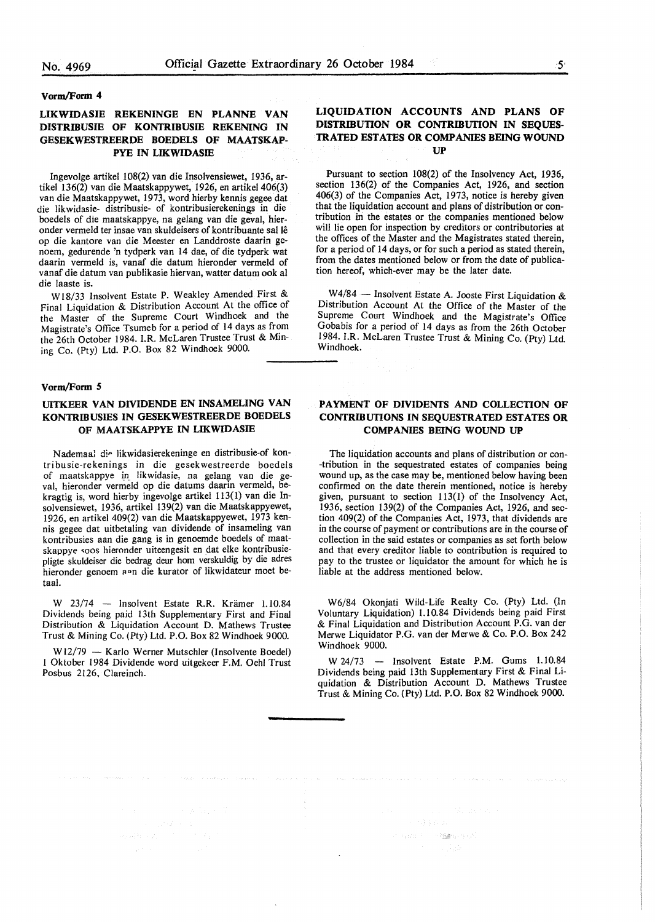**Vorm/Form 4**

## LIKWIDASIE REKENINGE EN PLANNE VAN DISTRIBUSIE OF KONTRIBUSIE REKENING IN GESEKWESTREERDE BOEDELS OF MAATSKAPPYE IN LIKWIDASIE

Ingevolge artikel 108(2) van die Insolvensiewet, 1936, artikel 136(2) van die Maatskappywet, 1926, en artikel 406(3) van die Maatskappywet, 1973, word hierby kennis gegee dat die likwidasie- distribusie- of kontribusierekenings in die boedels of die maatskappye, na gelang van die geval, hieronder vermeld ter insae van skuldeisers of kontribuante sal lê op die kantore van die Meester en Landdroste daarin genoem, gedurende 'n tydperk van 14 dae, of die tydperk wat daarin vermeld is, vanaf die datum hieronder vermeld of vanaf die datum van publikasie hiervan, watter datum ook al die laaste is.

W18/33 Insolvent Estate P. Weakley Amended First & Final Liquidation & Distribution Account At the office of the Master of the Supreme Court Windhoek and the Magistrate's Office Tsumeb for a period of 14 days as from the 26th October 1984. I.R. McLaren Trustee Trust & Mining Co. (Pty) Ltd. P.O. Box 82 Windhoek 9000.

## LIQUIDATION ACCOUNTS AND PLANS OF DISTRIBUTION OR CONTRIBUTION IN SEQUESTRATED ESTATES OR COMPANIES BEING WOUND UP

Pursuant to section 108(2) of the Insolvency Act, 1936, section 136(2) of the Companies Act, 1926, and section 406(3) of the Companies Act, 1973, notice is hereby given that the liquidation account and plans of distribution or contribution in the estates or the companies mentioned below will lie open for inspection by creditors or contributories at the offices of the Master and the Magistrates stated therein, for a period of 14 days, or for such a period as stated therein, from the dates mentioned below or from the date of publication hereof, which-ever may be the later date.

W4/84 — Insolvent Estate A. Jooste First Liquidation & Distribution Account At the Office of the Master of the Supreme Court Windhoek and the Magistrate's Office Gobabis for a period of 14 days as from the 26th October 1984. I.R. McLaren Trustee Trust & Mining Co. (Pty) Ltd. Windhoek.

**Vorm/Form 5**

## UITKEER VAN DIVIDENDE EN INSAMELING VAN KONTRIBUSIES IN GESEKWESTREERDE BOEDELS OF MAATSKAPPYE IN LIKWIDASIE

Nademaal die likwidasierekeninge en distribusie-of kontribusie-rekenings in die gesekwestreerde boedels of maatskappye in likwidasie, na gelang van die geval, hieronder vermeld op die datums daarin vermeld, bekragtig is, word hierby ingevolge artikel 113(1) van die Insolvensiewet, 1936, artikel 139(2) van die Maatskappyewet, 1926, en artikel 409(2) van die Maatskappyewet, 1973 kennis gegee dat uitbetaling van dividende of insameling van kontribusies aan die gang is in genoemde boedels of maatskappye soos hieronder uiteengesit en dat elke kontribusiepligte skuldeiser die bedrag deur hom verskuldig by die adres hieronder genoem aan die kurator of likwidateur moet betaal.

W 23/74 — Insolvent Estate R.R. Krämer 1.10.84 Dividends being paid 13th Supplementary First and Final Distribution & Liquidation Account D. Mathews Trustee Trust & Mining Co. (Pty) Ltd. P.O. Box 82 Windhoek 9000.

W12/79 — Karlo Werner Mutschler (Insolvente Boedel) 1 Oktober 1984 Dividende word uitgekeer F.M. Oehl Trust Posbus 2126, Clareinch.

## PAYMENT OF DIVIDENTS AND COLLECTION OF CONTRIBUTIONS IN SEQUESTRATED ESTATES OR COMPANIES BEING WOUND UP

The liquidation accounts and plans of distribution or contribution in the sequestrated estates of companies being wound up, as the case may be, mentioned below having been confirmed on the date therein mentioned, notice is hereby given, pursuant to section 113(1) of the Insolvency Act, 1936, section 139(2) of the Companies Act, 1926, and section 409(2) of the Companies Act, 1973, that dividends are in the course of payment or contributions are in the course of collection in the said estates or companies as set forth below and that every creditor liable to contribution is required to pay to the trustee or liquidator the amount for which he is liable at the address mentioned below.

W6/84 Okonjati Wild-Life Realty Co. (Pty) Ltd. (In Voluntary Liquidation) 1.10.84 Dividends being paid First & Final Liquidation and Distribution Account P.G. van der Merwe Liquidator P.G. van der Merwe & Co. P.O. Box 242 Windhoek 9000.

W 24/73 — Insolvent Estate P.M. Gums 1.10.84 Dividends being paid 13th Supplementary First & Final Liquidation & Distribution Account D. Mathews Trustee Trust & Mining Co. (Pty) Ltd. P.O. Box 82 Windhoek 9000.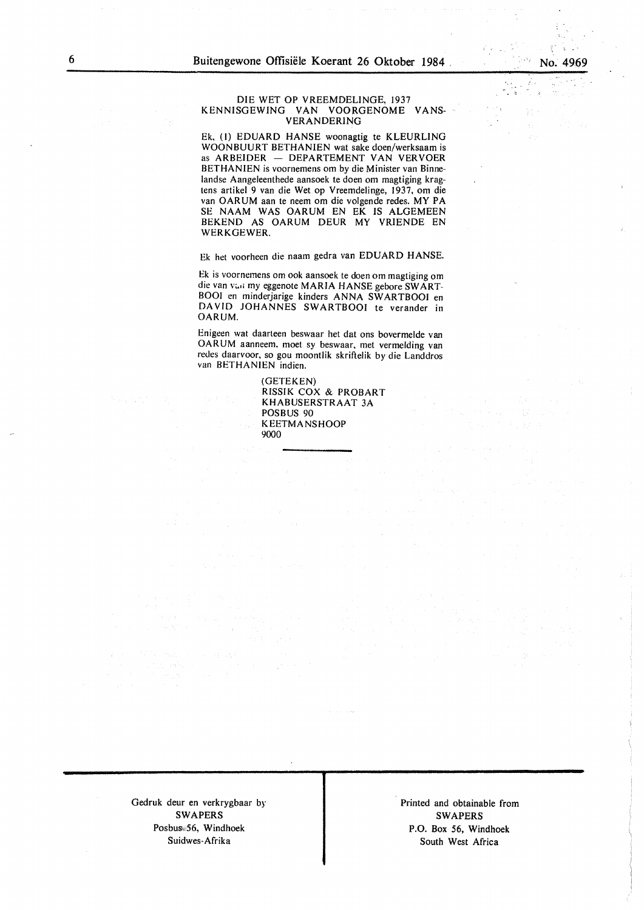## DIE WET OP VREEMDELINGE, 1937
## KENNISGEWING VAN VOORGENOME VANSVERANDERING

Ek, (1) EDUARD HANSE woonagtig te KLEURLING WOONBUURT BETHANIEN wat sake doen/werksaam is as ARBEIDER — DEPARTEMENT VAN VERVOER BETHANIEN is voornemens om by die Minister van Binnelandse Aangeleenthede aansoek te doen om magtiging kragtens artikel 9 van die Wet op Vreemdelinge, 1937, om die van OARUM aan te neem om die volgende redes. MY PA SE NAAM WAS OARUM EN EK IS ALGEMEEN BEKEND AS OARUM DEUR MY VRIENDE EN WERKGEWER.

Ek het voorheen die naam gedra van EDUARD HANSE.

Ek is voornemens om ook aansoek te doen om magtiging om die van van my eggenote MARIA HANSE gebore SWARTBOOI en minderjarige kinders ANNA SWARTBOOI en DAVID JOHANNES SWARTBOOI te verander in OARUM.

Enigeen wat daarteen beswaar het dat ons bovermelde van OARUM aanneem, moet sy beswaar, met vermelding van redes daarvoor, so gou moontlik skriftelik by die Landdros van BETHANIEN indien.

(GETEKEN)
RISSIK COX & PROBART
KHABUSERSTRAAT 3A
POSBUS 90
KEETMANSHOOP
9000

---

Gedruk deur en verkrygbaar by
SWAPERS
Posbus 56, Windhoek
Suidwes-Afrika

Printed and obtainable from
SWAPERS
P.O. Box 56, Windhoek
South West Africa